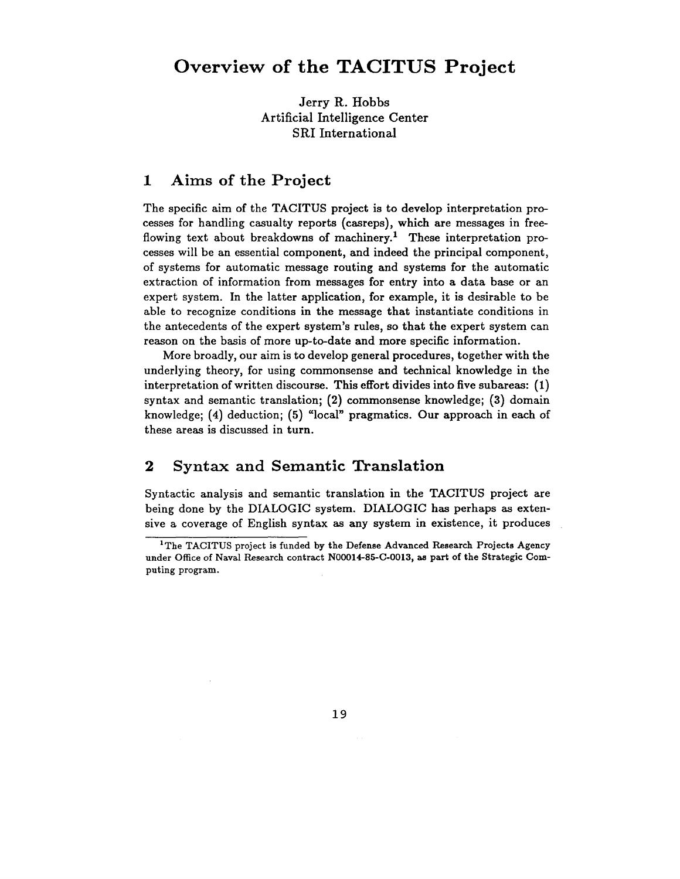# Overview of the TACITUS Project

Jerry R. Hobbs
Artificial Intelligence Center
SRI International

## 1 Aims of the Project

The specific aim of the TACITUS project is to develop interpretation processes for handling casualty reports (casreps), which are messages in free-flowing text about breakdowns of machinery.[1] These interpretation processes will be an essential component, and indeed the principal component, of systems for automatic message routing and systems for the automatic extraction of information from messages for entry into a data base or an expert system. In the latter application, for example, it is desirable to be able to recognize conditions in the message that instantiate conditions in the antecedents of the expert system's rules, so that the expert system can reason on the basis of more up-to-date and more specific information.

More broadly, our aim is to develop general procedures, together with the underlying theory, for using commonsense and technical knowledge in the interpretation of written discourse. This effort divides into five subareas: (1) syntax and semantic translation; (2) commonsense knowledge; (3) domain knowledge; (4) deduction; (5) "local" pragmatics. Our approach in each of these areas is discussed in turn.

## 2 Syntax and Semantic Translation

Syntactic analysis and semantic translation in the TACITUS project are being done by the DIALOGIC system. DIALOGIC has perhaps as extensive a coverage of English syntax as any system in existence, it produces

[1] The TACITUS project is funded by the Defense Advanced Research Projects Agency under Office of Naval Research contract N00014-85-C-0013, as part of the Strategic Computing program.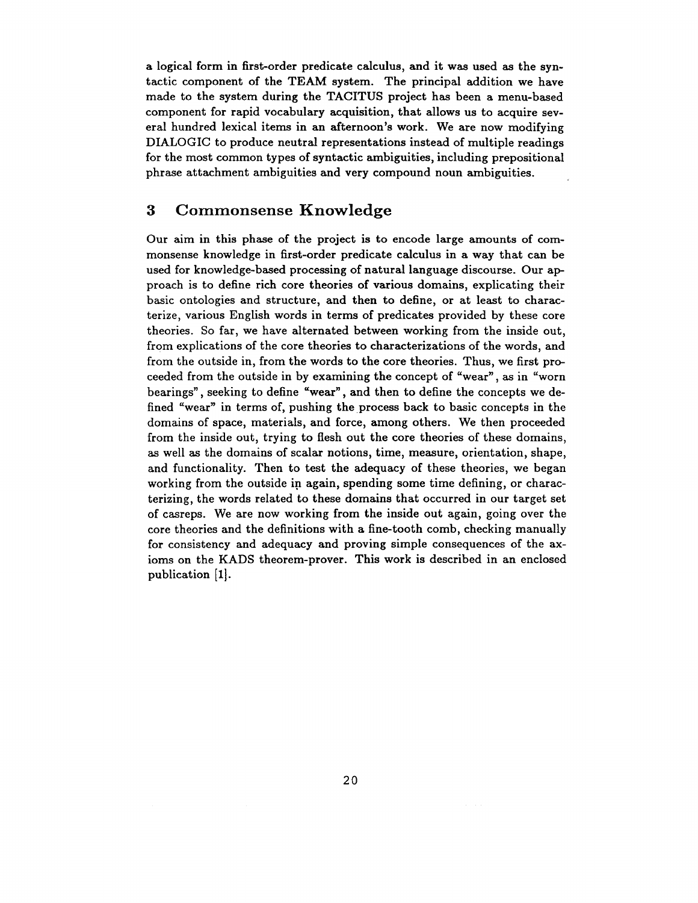a logical form in first-order predicate calculus, and it was used as the syntactic component of the TEAM system. The principal addition we have made to the system during the TACITUS project has been a menu-based component for rapid vocabulary acquisition, that allows us to acquire several hundred lexical items in an afternoon's work. We are now modifying DIALOGIC to produce neutral representations instead of multiple readings for the most common types of syntactic ambiguities, including prepositional phrase attachment ambiguities and very compound noun ambiguities.

## 3 Commonsense Knowledge

Our aim in this phase of the project is to encode large amounts of commonsense knowledge in first-order predicate calculus in a way that can be used for knowledge-based processing of natural language discourse. Our approach is to define rich core theories of various domains, explicating their basic ontologies and structure, and then to define, or at least to characterize, various English words in terms of predicates provided by these core theories. So far, we have alternated between working from the inside out, from explications of the core theories to characterizations of the words, and from the outside in, from the words to the core theories. Thus, we first proceeded from the outside in by examining the concept of "wear", as in "worn bearings", seeking to define "wear", and then to define the concepts we defined "wear" in terms of, pushing the process back to basic concepts in the domains of space, materials, and force, among others. We then proceeded from the inside out, trying to flesh out the core theories of these domains, as well as the domains of scalar notions, time, measure, orientation, shape, and functionality. Then to test the adequacy of these theories, we began working from the outside in again, spending some time defining, or characterizing, the words related to these domains that occurred in our target set of casreps. We are now working from the inside out again, going over the core theories and the definitions with a fine-tooth comb, checking manually for consistency and adequacy and proving simple consequences of the axioms on the KADS theorem-prover. This work is described in an enclosed publication [1].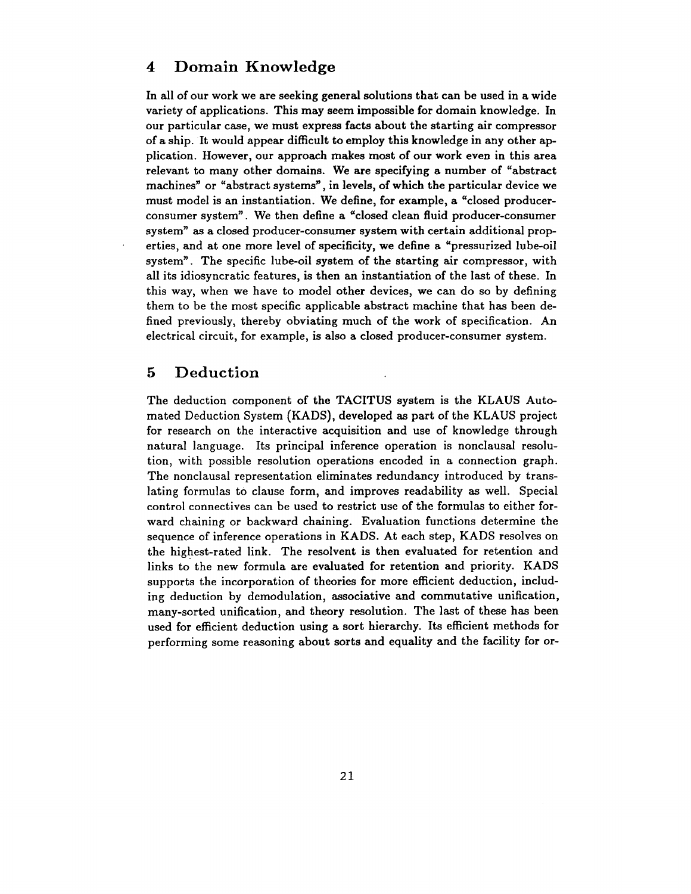## 4 Domain Knowledge

In all of our work we are seeking general solutions that can be used in a wide variety of applications. This may seem impossible for domain knowledge. In our particular case, we must express facts about the starting air compressor of a ship. It would appear difficult to employ this knowledge in any other application. However, our approach makes most of our work even in this area relevant to many other domains. We are specifying a number of "abstract machines" or "abstract systems", in levels, of which the particular device we must model is an instantiation. We define, for example, a "closed producer-consumer system". We then define a "closed clean fluid producer-consumer system" as a closed producer-consumer system with certain additional properties, and at one more level of specificity, we define a "pressurized lube-oil system". The specific lube-oil system of the starting air compressor, with all its idiosyncratic features, is then an instantiation of the last of these. In this way, when we have to model other devices, we can do so by defining them to be the most specific applicable abstract machine that has been defined previously, thereby obviating much of the work of specification. An electrical circuit, for example, is also a closed producer-consumer system.

## 5 Deduction

The deduction component of the TACITUS system is the KLAUS Automated Deduction System (KADS), developed as part of the KLAUS project for research on the interactive acquisition and use of knowledge through natural language. Its principal inference operation is nonclausal resolution, with possible resolution operations encoded in a connection graph. The nonclausal representation eliminates redundancy introduced by translating formulas to clause form, and improves readability as well. Special control connectives can be used to restrict use of the formulas to either forward chaining or backward chaining. Evaluation functions determine the sequence of inference operations in KADS. At each step, KADS resolves on the highest-rated link. The resolvent is then evaluated for retention and links to the new formula are evaluated for retention and priority. KADS supports the incorporation of theories for more efficient deduction, including deduction by demodulation, associative and commutative unification, many-sorted unification, and theory resolution. The last of these has been used for efficient deduction using a sort hierarchy. Its efficient methods for performing some reasoning about sorts and equality and the facility for or-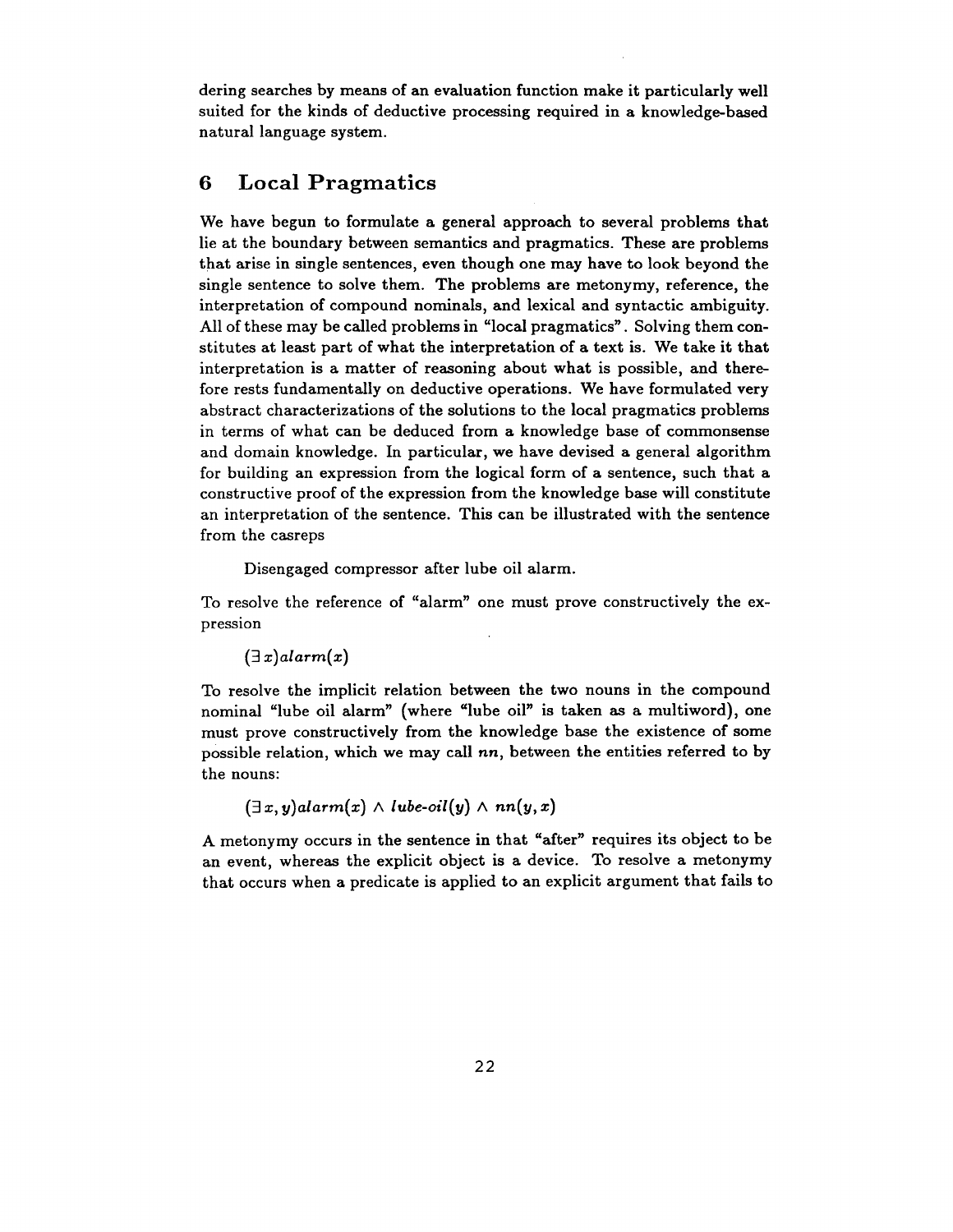dering searches by means of an evaluation function make it particularly well suited for the kinds of deductive processing required in a knowledge-based natural language system.

## 6 Local Pragmatics

We have begun to formulate a general approach to several problems that lie at the boundary between semantics and pragmatics. These are problems that arise in single sentences, even though one may have to look beyond the single sentence to solve them. The problems are metonymy, reference, the interpretation of compound nominals, and lexical and syntactic ambiguity. All of these may be called problems in "local pragmatics". Solving them constitutes at least part of what the interpretation of a text is. We take it that interpretation is a matter of reasoning about what is possible, and therefore rests fundamentally on deductive operations. We have formulated very abstract characterizations of the solutions to the local pragmatics problems in terms of what can be deduced from a knowledge base of commonsense and domain knowledge. In particular, we have devised a general algorithm for building an expression from the logical form of a sentence, such that a constructive proof of the expression from the knowledge base will constitute an interpretation of the sentence. This can be illustrated with the sentence from the casreps

> Disengaged compressor after lube oil alarm.

To resolve the reference of "alarm" one must prove constructively the expression

$$(\exists\, x) alarm(x)$$

To resolve the implicit relation between the two nouns in the compound nominal "lube oil alarm" (where "lube oil" is taken as a multiword), one must prove constructively from the knowledge base the existence of some possible relation, which we may call $nn$, between the entities referred to by the nouns:

$$(\exists\, x, y) alarm(x) \wedge \textit{lube-oil}(y) \wedge nn(y, x)$$

A metonymy occurs in the sentence in that "after" requires its object to be an event, whereas the explicit object is a device. To resolve a metonymy that occurs when a predicate is applied to an explicit argument that fails to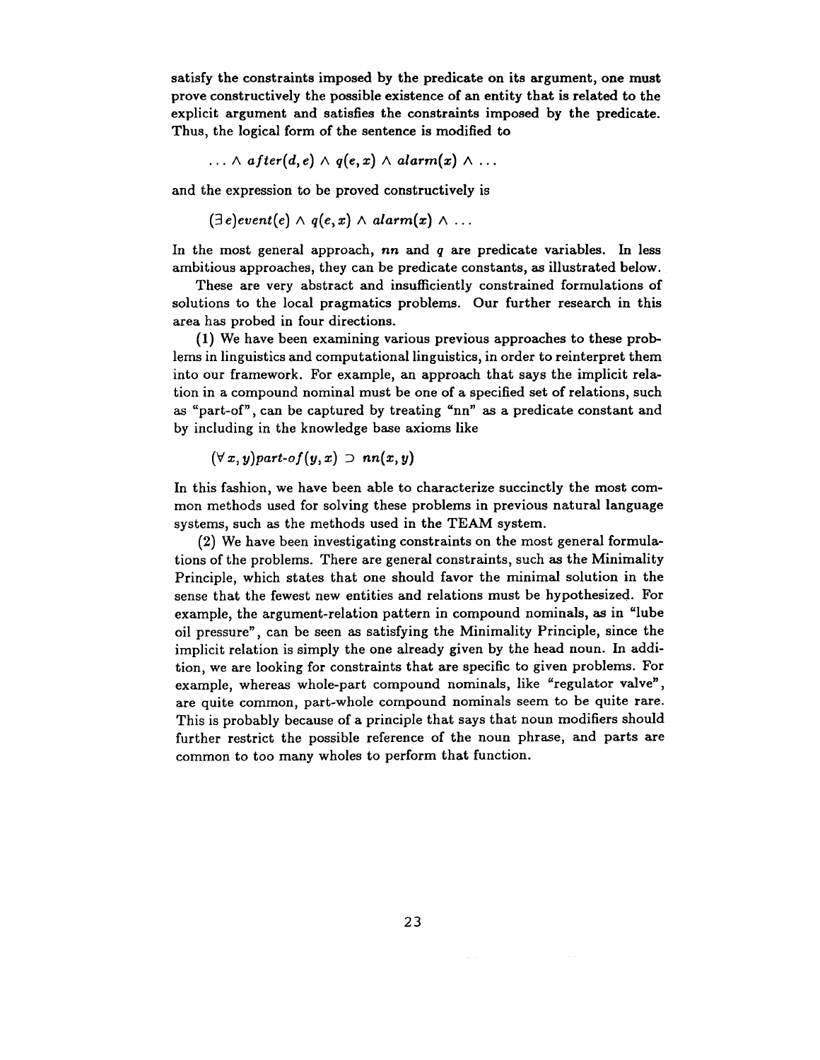satisfy the constraints imposed by the predicate on its argument, one must prove constructively the possible existence of an entity that is related to the explicit argument and satisfies the constraints imposed by the predicate. Thus, the logical form of the sentence is modified to

$$\ldots \wedge \, after(d, e) \wedge q(e, x) \wedge alarm(x) \wedge \ldots$$

and the expression to be proved constructively is

$$(\exists\, e) event(e) \wedge q(e, x) \wedge alarm(x) \wedge \ldots$$

In the most general approach, *nn* and *q* are predicate variables. In less ambitious approaches, they can be predicate constants, as illustrated below.

These are very abstract and insufficiently constrained formulations of solutions to the local pragmatics problems. Our further research in this area has probed in four directions.

(1) We have been examining various previous approaches to these problems in linguistics and computational linguistics, in order to reinterpret them into our framework. For example, an approach that says the implicit relation in a compound nominal must be one of a specified set of relations, such as "part-of", can be captured by treating "nn" as a predicate constant and by including in the knowledge base axioms like

$$(\forall\, x, y) part\text{-}of(y, x) \supset nn(x, y)$$

In this fashion, we have been able to characterize succinctly the most common methods used for solving these problems in previous natural language systems, such as the methods used in the TEAM system.

(2) We have been investigating constraints on the most general formulations of the problems. There are general constraints, such as the Minimality Principle, which states that one should favor the minimal solution in the sense that the fewest new entities and relations must be hypothesized. For example, the argument-relation pattern in compound nominals, as in "lube oil pressure", can be seen as satisfying the Minimality Principle, since the implicit relation is simply the one already given by the head noun. In addition, we are looking for constraints that are specific to given problems. For example, whereas whole-part compound nominals, like "regulator valve", are quite common, part-whole compound nominals seem to be quite rare. This is probably because of a principle that says that noun modifiers should further restrict the possible reference of the noun phrase, and parts are common to too many wholes to perform that function.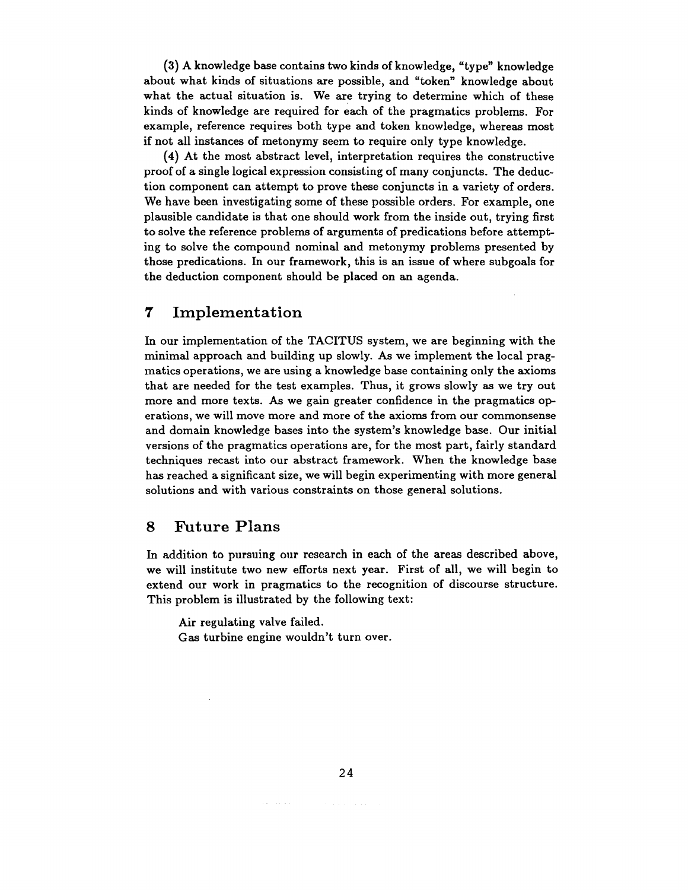(3) A knowledge base contains two kinds of knowledge, "type" knowledge about what kinds of situations are possible, and "token" knowledge about what the actual situation is. We are trying to determine which of these kinds of knowledge are required for each of the pragmatics problems. For example, reference requires both type and token knowledge, whereas most if not all instances of metonymy seem to require only type knowledge.

(4) At the most abstract level, interpretation requires the constructive proof of a single logical expression consisting of many conjuncts. The deduction component can attempt to prove these conjuncts in a variety of orders. We have been investigating some of these possible orders. For example, one plausible candidate is that one should work from the inside out, trying first to solve the reference problems of arguments of predications before attempting to solve the compound nominal and metonymy problems presented by those predications. In our framework, this is an issue of where subgoals for the deduction component should be placed on an agenda.

## 7 Implementation

In our implementation of the TACITUS system, we are beginning with the minimal approach and building up slowly. As we implement the local pragmatics operations, we are using a knowledge base containing only the axioms that are needed for the test examples. Thus, it grows slowly as we try out more and more texts. As we gain greater confidence in the pragmatics operations, we will move more and more of the axioms from our commonsense and domain knowledge bases into the system's knowledge base. Our initial versions of the pragmatics operations are, for the most part, fairly standard techniques recast into our abstract framework. When the knowledge base has reached a significant size, we will begin experimenting with more general solutions and with various constraints on those general solutions.

## 8 Future Plans

In addition to pursuing our research in each of the areas described above, we will institute two new efforts next year. First of all, we will begin to extend our work in pragmatics to the recognition of discourse structure. This problem is illustrated by the following text:

> Air regulating valve failed.
> Gas turbine engine wouldn't turn over.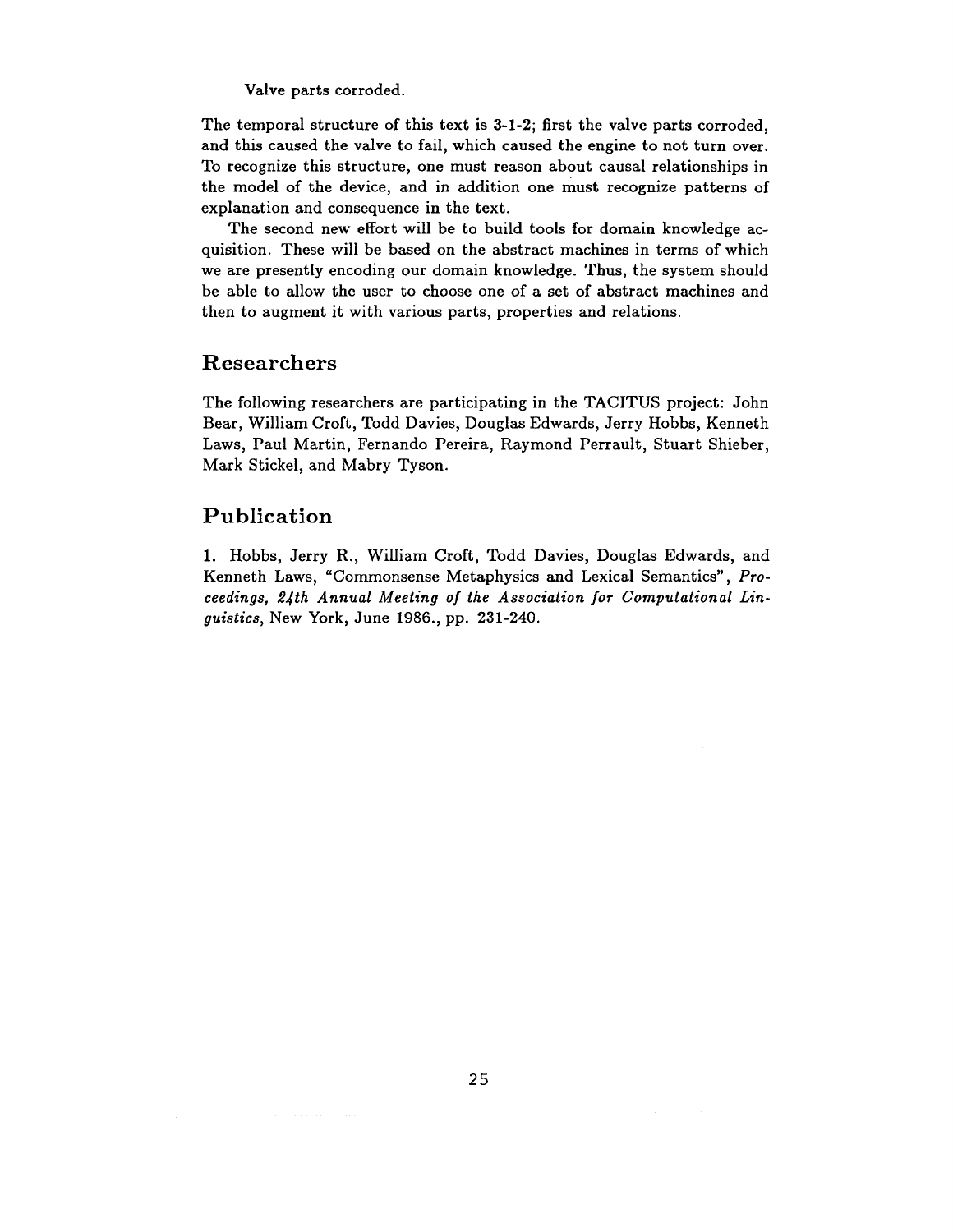Valve parts corroded.

The temporal structure of this text is 3-1-2; first the valve parts corroded, and this caused the valve to fail, which caused the engine to not turn over. To recognize this structure, one must reason about causal relationships in the model of the device, and in addition one must recognize patterns of explanation and consequence in the text.

The second new effort will be to build tools for domain knowledge acquisition. These will be based on the abstract machines in terms of which we are presently encoding our domain knowledge. Thus, the system should be able to allow the user to choose one of a set of abstract machines and then to augment it with various parts, properties and relations.

## Researchers

The following researchers are participating in the TACITUS project: John Bear, William Croft, Todd Davies, Douglas Edwards, Jerry Hobbs, Kenneth Laws, Paul Martin, Fernando Pereira, Raymond Perrault, Stuart Shieber, Mark Stickel, and Mabry Tyson.

## Publication

1. Hobbs, Jerry R., William Croft, Todd Davies, Douglas Edwards, and Kenneth Laws, "Commonsense Metaphysics and Lexical Semantics", *Proceedings, 24th Annual Meeting of the Association for Computational Linguistics*, New York, June 1986., pp. 231-240.